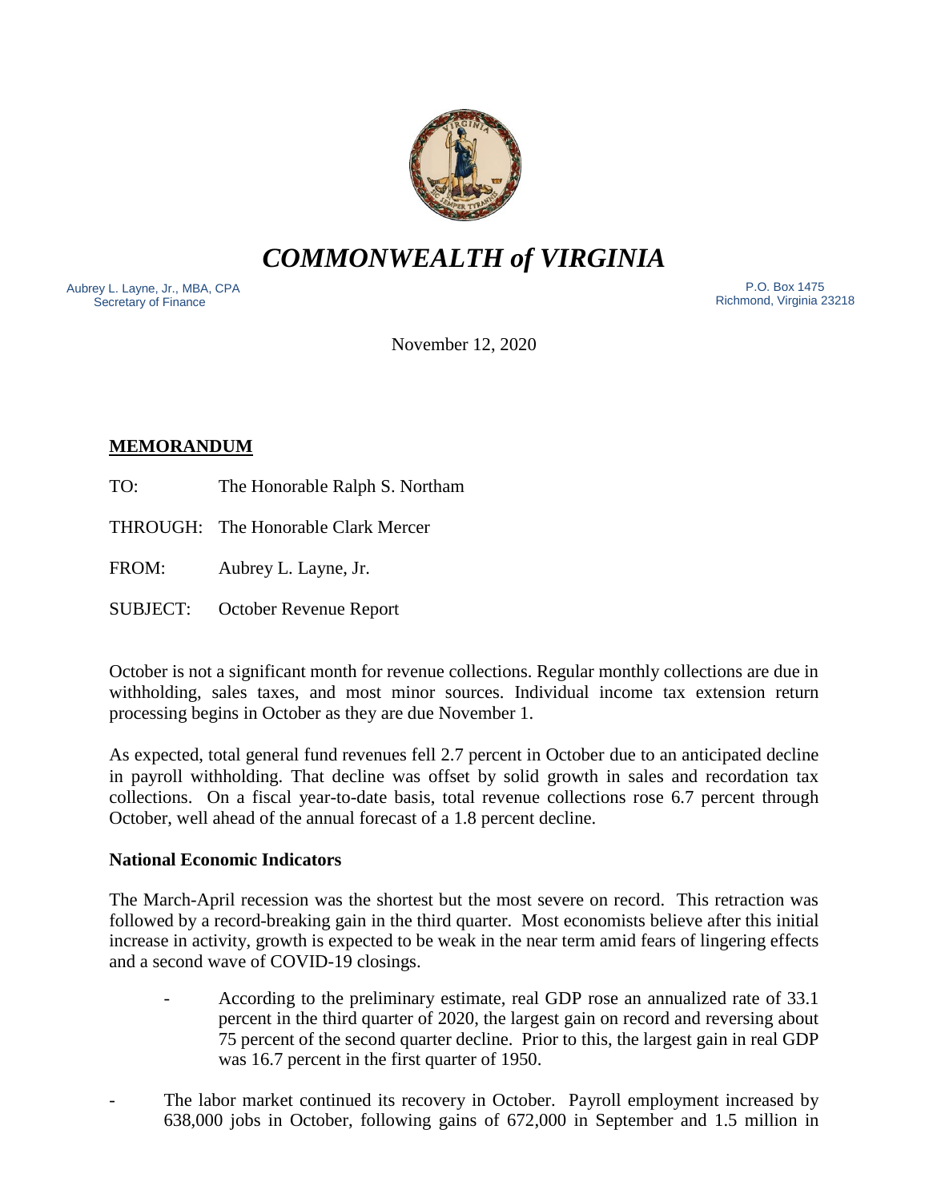# *COMMONWEALTH of VIRGINIA*

Aubrey L. Layne, Jr., MBA, CPA
Secretary of Finance

P.O. Box 1475
Richmond, Virginia 23218

November 12, 2020

**MEMORANDUM**

TO: The Honorable Ralph S. Northam

THROUGH: The Honorable Clark Mercer

FROM: Aubrey L. Layne, Jr.

SUBJECT: October Revenue Report

October is not a significant month for revenue collections. Regular monthly collections are due in withholding, sales taxes, and most minor sources. Individual income tax extension return processing begins in October as they are due November 1.

As expected, total general fund revenues fell 2.7 percent in October due to an anticipated decline in payroll withholding. That decline was offset by solid growth in sales and recordation tax collections. On a fiscal year-to-date basis, total revenue collections rose 6.7 percent through October, well ahead of the annual forecast of a 1.8 percent decline.

**National Economic Indicators**

The March-April recession was the shortest but the most severe on record. This retraction was followed by a record-breaking gain in the third quarter. Most economists believe after this initial increase in activity, growth is expected to be weak in the near term amid fears of lingering effects and a second wave of COVID-19 closings.

- According to the preliminary estimate, real GDP rose an annualized rate of 33.1 percent in the third quarter of 2020, the largest gain on record and reversing about 75 percent of the second quarter decline. Prior to this, the largest gain in real GDP was 16.7 percent in the first quarter of 1950.

- The labor market continued its recovery in October. Payroll employment increased by 638,000 jobs in October, following gains of 672,000 in September and 1.5 million in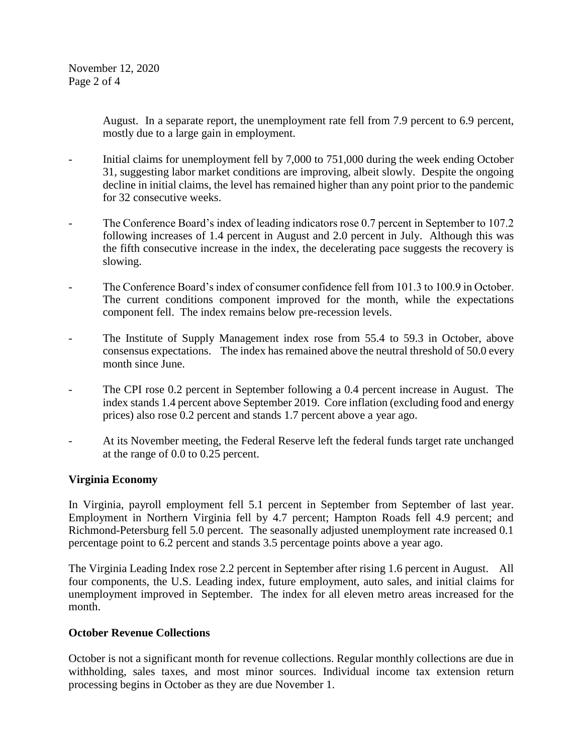August. In a separate report, the unemployment rate fell from 7.9 percent to 6.9 percent, mostly due to a large gain in employment.

- Initial claims for unemployment fell by 7,000 to 751,000 during the week ending October 31, suggesting labor market conditions are improving, albeit slowly. Despite the ongoing decline in initial claims, the level has remained higher than any point prior to the pandemic for 32 consecutive weeks.

- The Conference Board's index of leading indicators rose 0.7 percent in September to 107.2 following increases of 1.4 percent in August and 2.0 percent in July. Although this was the fifth consecutive increase in the index, the decelerating pace suggests the recovery is slowing.

- The Conference Board's index of consumer confidence fell from 101.3 to 100.9 in October. The current conditions component improved for the month, while the expectations component fell. The index remains below pre-recession levels.

- The Institute of Supply Management index rose from 55.4 to 59.3 in October, above consensus expectations. The index has remained above the neutral threshold of 50.0 every month since June.

- The CPI rose 0.2 percent in September following a 0.4 percent increase in August. The index stands 1.4 percent above September 2019. Core inflation (excluding food and energy prices) also rose 0.2 percent and stands 1.7 percent above a year ago.

- At its November meeting, the Federal Reserve left the federal funds target rate unchanged at the range of 0.0 to 0.25 percent.

**Virginia Economy**

In Virginia, payroll employment fell 5.1 percent in September from September of last year. Employment in Northern Virginia fell by 4.7 percent; Hampton Roads fell 4.9 percent; and Richmond-Petersburg fell 5.0 percent. The seasonally adjusted unemployment rate increased 0.1 percentage point to 6.2 percent and stands 3.5 percentage points above a year ago.

The Virginia Leading Index rose 2.2 percent in September after rising 1.6 percent in August. All four components, the U.S. Leading index, future employment, auto sales, and initial claims for unemployment improved in September. The index for all eleven metro areas increased for the month.

**October Revenue Collections**

October is not a significant month for revenue collections. Regular monthly collections are due in withholding, sales taxes, and most minor sources. Individual income tax extension return processing begins in October as they are due November 1.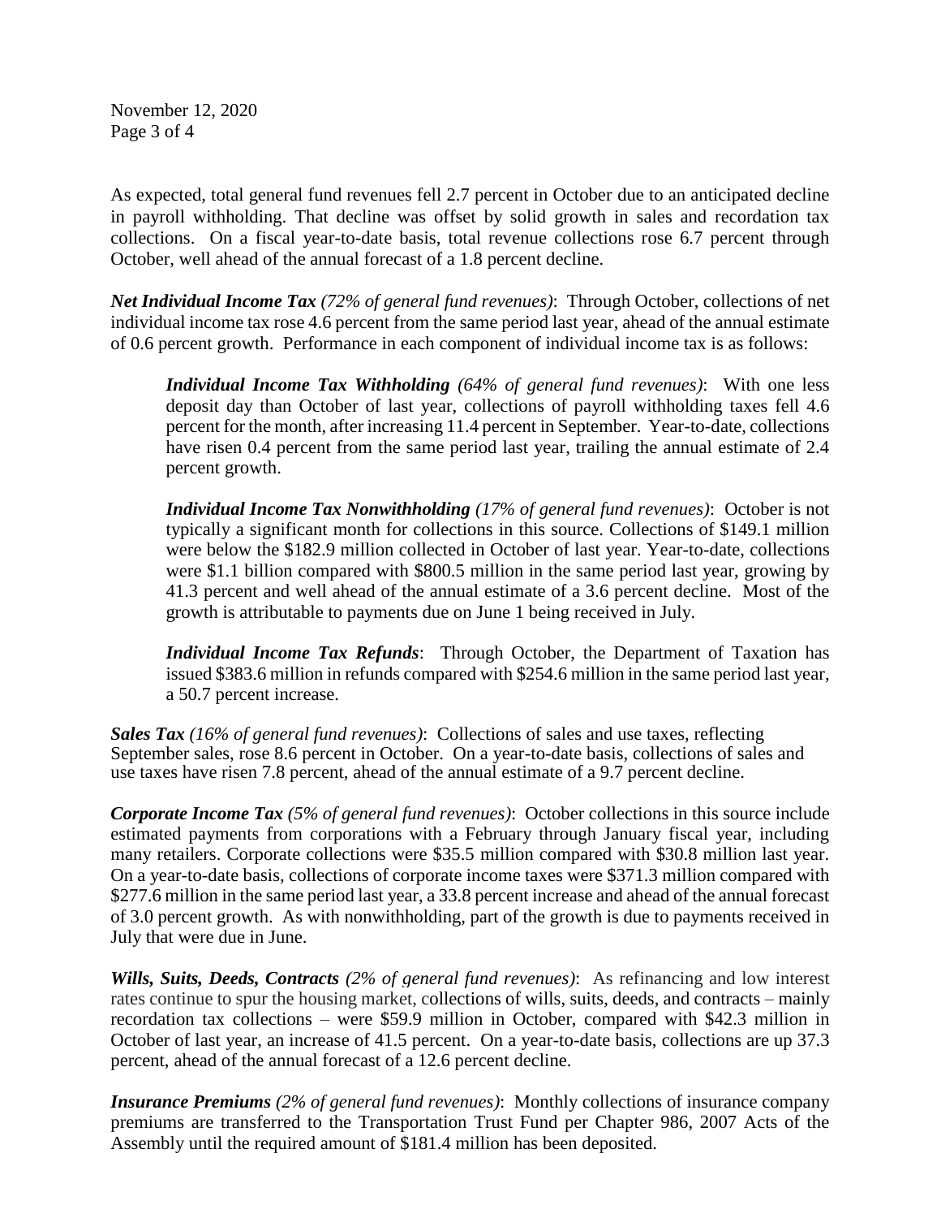As expected, total general fund revenues fell 2.7 percent in October due to an anticipated decline in payroll withholding. That decline was offset by solid growth in sales and recordation tax collections. On a fiscal year-to-date basis, total revenue collections rose 6.7 percent through October, well ahead of the annual forecast of a 1.8 percent decline.

***Net Individual Income Tax*** *(72% of general fund revenues)*: Through October, collections of net individual income tax rose 4.6 percent from the same period last year, ahead of the annual estimate of 0.6 percent growth. Performance in each component of individual income tax is as follows:

> ***Individual Income Tax Withholding*** *(64% of general fund revenues)*: With one less deposit day than October of last year, collections of payroll withholding taxes fell 4.6 percent for the month, after increasing 11.4 percent in September. Year-to-date, collections have risen 0.4 percent from the same period last year, trailing the annual estimate of 2.4 percent growth.
>
> ***Individual Income Tax Nonwithholding*** *(17% of general fund revenues)*: October is not typically a significant month for collections in this source. Collections of $149.1 million were below the $182.9 million collected in October of last year. Year-to-date, collections were $1.1 billion compared with $800.5 million in the same period last year, growing by 41.3 percent and well ahead of the annual estimate of a 3.6 percent decline. Most of the growth is attributable to payments due on June 1 being received in July.
>
> ***Individual Income Tax Refunds***: Through October, the Department of Taxation has issued $383.6 million in refunds compared with $254.6 million in the same period last year, a 50.7 percent increase.

***Sales Tax*** *(16% of general fund revenues)*: Collections of sales and use taxes, reflecting September sales, rose 8.6 percent in October. On a year-to-date basis, collections of sales and use taxes have risen 7.8 percent, ahead of the annual estimate of a 9.7 percent decline.

***Corporate Income Tax*** *(5% of general fund revenues)*: October collections in this source include estimated payments from corporations with a February through January fiscal year, including many retailers. Corporate collections were $35.5 million compared with $30.8 million last year. On a year-to-date basis, collections of corporate income taxes were $371.3 million compared with $277.6 million in the same period last year, a 33.8 percent increase and ahead of the annual forecast of 3.0 percent growth. As with nonwithholding, part of the growth is due to payments received in July that were due in June.

***Wills, Suits, Deeds, Contracts*** *(2% of general fund revenues)*: As refinancing and low interest rates continue to spur the housing market, collections of wills, suits, deeds, and contracts – mainly recordation tax collections – were $59.9 million in October, compared with $42.3 million in October of last year, an increase of 41.5 percent. On a year-to-date basis, collections are up 37.3 percent, ahead of the annual forecast of a 12.6 percent decline.

***Insurance Premiums*** *(2% of general fund revenues)*: Monthly collections of insurance company premiums are transferred to the Transportation Trust Fund per Chapter 986, 2007 Acts of the Assembly until the required amount of $181.4 million has been deposited.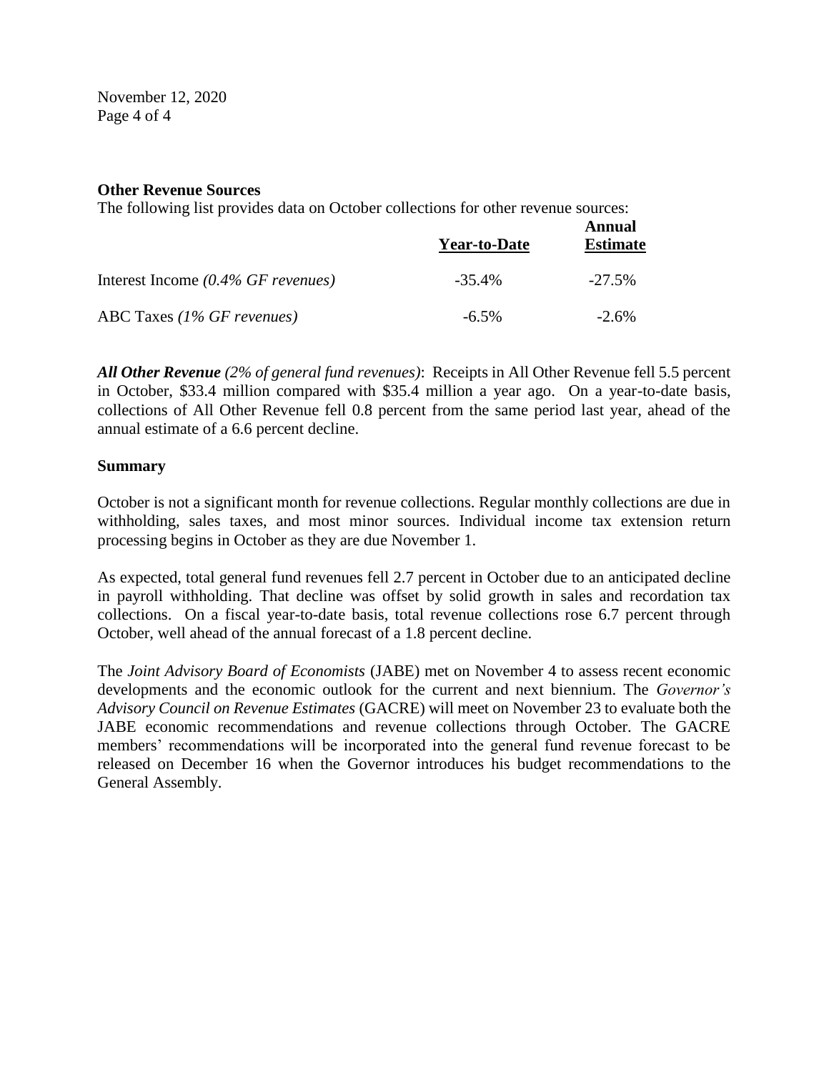**Other Revenue Sources**

The following list provides data on October collections for other revenue sources:

| | Year-to-Date | Annual Estimate |
|---|---|---|
| Interest Income *(0.4% GF revenues)* | -35.4% | -27.5% |
| ABC Taxes *(1% GF revenues)* | -6.5% | -2.6% |

***All Other Revenue*** *(2% of general fund revenues)*: Receipts in All Other Revenue fell 5.5 percent in October, $33.4 million compared with $35.4 million a year ago. On a year-to-date basis, collections of All Other Revenue fell 0.8 percent from the same period last year, ahead of the annual estimate of a 6.6 percent decline.

**Summary**

October is not a significant month for revenue collections. Regular monthly collections are due in withholding, sales taxes, and most minor sources. Individual income tax extension return processing begins in October as they are due November 1.

As expected, total general fund revenues fell 2.7 percent in October due to an anticipated decline in payroll withholding. That decline was offset by solid growth in sales and recordation tax collections. On a fiscal year-to-date basis, total revenue collections rose 6.7 percent through October, well ahead of the annual forecast of a 1.8 percent decline.

The *Joint Advisory Board of Economists* (JABE) met on November 4 to assess recent economic developments and the economic outlook for the current and next biennium. The *Governor's Advisory Council on Revenue Estimates* (GACRE) will meet on November 23 to evaluate both the JABE economic recommendations and revenue collections through October. The GACRE members' recommendations will be incorporated into the general fund revenue forecast to be released on December 16 when the Governor introduces his budget recommendations to the General Assembly.